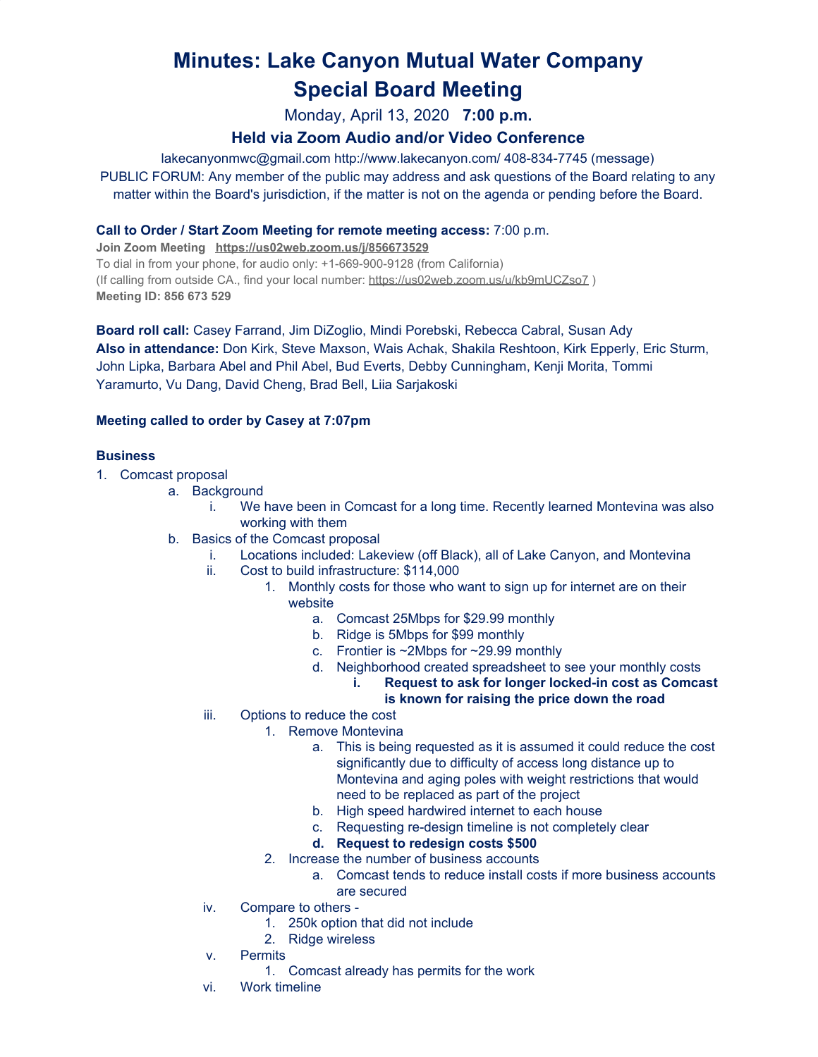# Minutes: Lake Canyon Mutual Water Company
# Special Board Meeting

Monday, April 13, 2020 **7:00 p.m.**

### Held via Zoom Audio and/or Video Conference

lakecanyonmwc@gmail.com http://www.lakecanyon.com/ 408-834-7745 (message)

PUBLIC FORUM: Any member of the public may address and ask questions of the Board relating to any matter within the Board's jurisdiction, if the matter is not on the agenda or pending before the Board.

**Call to Order / Start Zoom Meeting for remote meeting access:** 7:00 p.m.

**Join Zoom Meeting** **https://us02web.zoom.us/j/856673529**
To dial in from your phone, for audio only: +1-669-900-9128 (from California)
(If calling from outside CA., find your local number: https://us02web.zoom.us/u/kb9mUCZso7 )
**Meeting ID: 856 673 529**

**Board roll call:** Casey Farrand, Jim DiZoglio, Mindi Porebski, Rebecca Cabral, Susan Ady
**Also in attendance:** Don Kirk, Steve Maxson, Wais Achak, Shakila Reshtoon, Kirk Epperly, Eric Sturm, John Lipka, Barbara Abel and Phil Abel, Bud Everts, Debby Cunningham, Kenji Morita, Tommi Yaramurto, Vu Dang, David Cheng, Brad Bell, Liia Sarjakoski

**Meeting called to order by Casey at 7:07pm**

**Business**

1. Comcast proposal
    a. Background
        i. We have been in Comcast for a long time. Recently learned Montevina was also working with them
    b. Basics of the Comcast proposal
        i. Locations included: Lakeview (off Black), all of Lake Canyon, and Montevina
        ii. Cost to build infrastructure: $114,000
            1. Monthly costs for those who want to sign up for internet are on their website
                a. Comcast 25Mbps for $29.99 monthly
                b. Ridge is 5Mbps for $99 monthly
                c. Frontier is ~2Mbps for ~29.99 monthly
                d. Neighborhood created spreadsheet to see your monthly costs
                    i. **Request to ask for longer locked-in cost as Comcast is known for raising the price down the road**
        iii. Options to reduce the cost
            1. Remove Montevina
                a. This is being requested as it is assumed it could reduce the cost significantly due to difficulty of access long distance up to Montevina and aging poles with weight restrictions that would need to be replaced as part of the project
                b. High speed hardwired internet to each house
                c. Requesting re-design timeline is not completely clear
                d. **Request to redesign costs $500**
            2. Increase the number of business accounts
                a. Comcast tends to reduce install costs if more business accounts are secured
        iv. Compare to others -
            1. 250k option that did not include
            2. Ridge wireless
        v. Permits
            1. Comcast already has permits for the work
        vi. Work timeline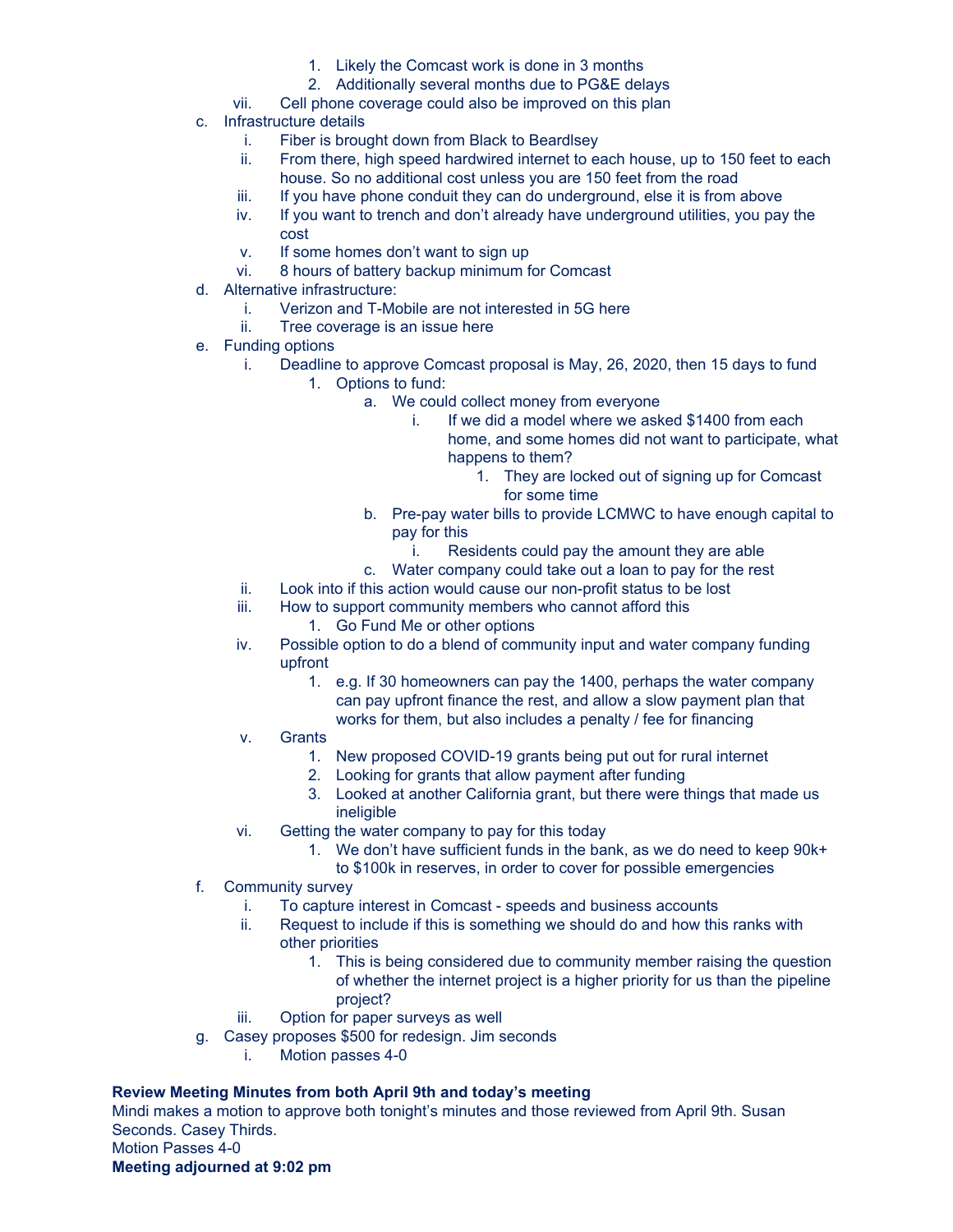1. Likely the Comcast work is done in 3 months
2. Additionally several months due to PG&E delays

vii. Cell phone coverage could also be improved on this plan

c. Infrastructure details
   i. Fiber is brought down from Black to Beardlsey
   ii. From there, high speed hardwired internet to each house, up to 150 feet to each house. So no additional cost unless you are 150 feet from the road
   iii. If you have phone conduit they can do underground, else it is from above
   iv. If you want to trench and don't already have underground utilities, you pay the cost
   v. If some homes don't want to sign up
   vi. 8 hours of battery backup minimum for Comcast
d. Alternative infrastructure:
   i. Verizon and T-Mobile are not interested in 5G here
   ii. Tree coverage is an issue here
e. Funding options
   i. Deadline to approve Comcast proposal is May, 26, 2020, then 15 days to fund
      1. Options to fund:
         a. We could collect money from everyone
            i. If we did a model where we asked $1400 from each home, and some homes did not want to participate, what happens to them?
               1. They are locked out of signing up for Comcast for some time
         b. Pre-pay water bills to provide LCMWC to have enough capital to pay for this
            i. Residents could pay the amount they are able
         c. Water company could take out a loan to pay for the rest
   ii. Look into if this action would cause our non-profit status to be lost
   iii. How to support community members who cannot afford this
      1. Go Fund Me or other options
   iv. Possible option to do a blend of community input and water company funding upfront
      1. e.g. If 30 homeowners can pay the 1400, perhaps the water company can pay upfront finance the rest, and allow a slow payment plan that works for them, but also includes a penalty / fee for financing
   v. Grants
      1. New proposed COVID-19 grants being put out for rural internet
      2. Looking for grants that allow payment after funding
      3. Looked at another California grant, but there were things that made us ineligible
   vi. Getting the water company to pay for this today
      1. We don't have sufficient funds in the bank, as we do need to keep 90k+ to $100k in reserves, in order to cover for possible emergencies
f. Community survey
   i. To capture interest in Comcast - speeds and business accounts
   ii. Request to include if this is something we should do and how this ranks with other priorities
      1. This is being considered due to community member raising the question of whether the internet project is a higher priority for us than the pipeline project?
   iii. Option for paper surveys as well
g. Casey proposes $500 for redesign. Jim seconds
   i. Motion passes 4-0

**Review Meeting Minutes from both April 9th and today's meeting**

Mindi makes a motion to approve both tonight's minutes and those reviewed from April 9th. Susan Seconds. Casey Thirds.

Motion Passes 4-0

**Meeting adjourned at 9:02 pm**